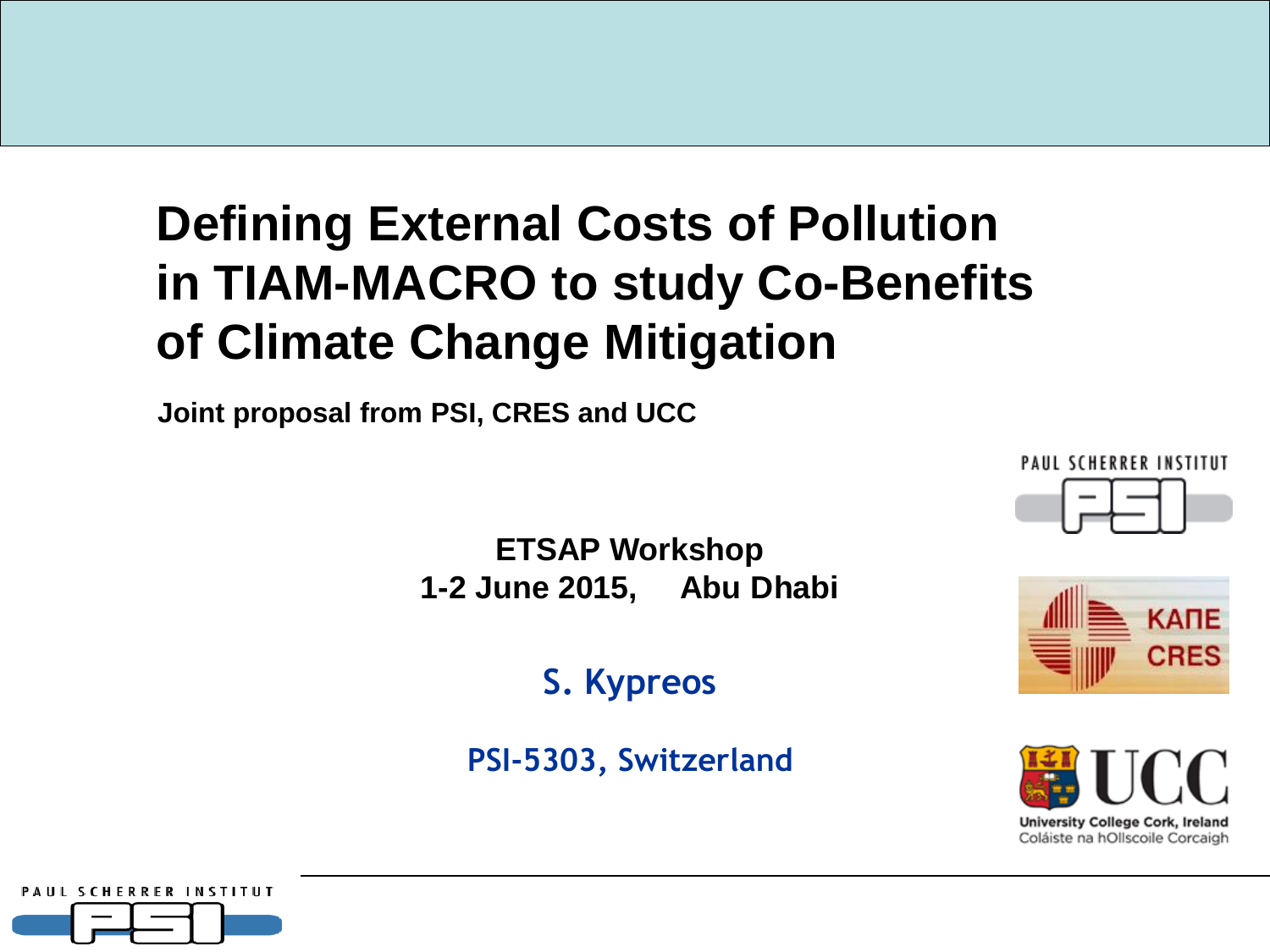# Defining External Costs of Pollution in TIAM-MACRO to study Co-Benefits of Climate Change Mitigation

**Joint proposal from PSI, CRES and UCC**

**ETSAP Workshop**
**1-2 June 2015, Abu Dhabi**

**S. Kypreos**

**PSI-5303, Switzerland**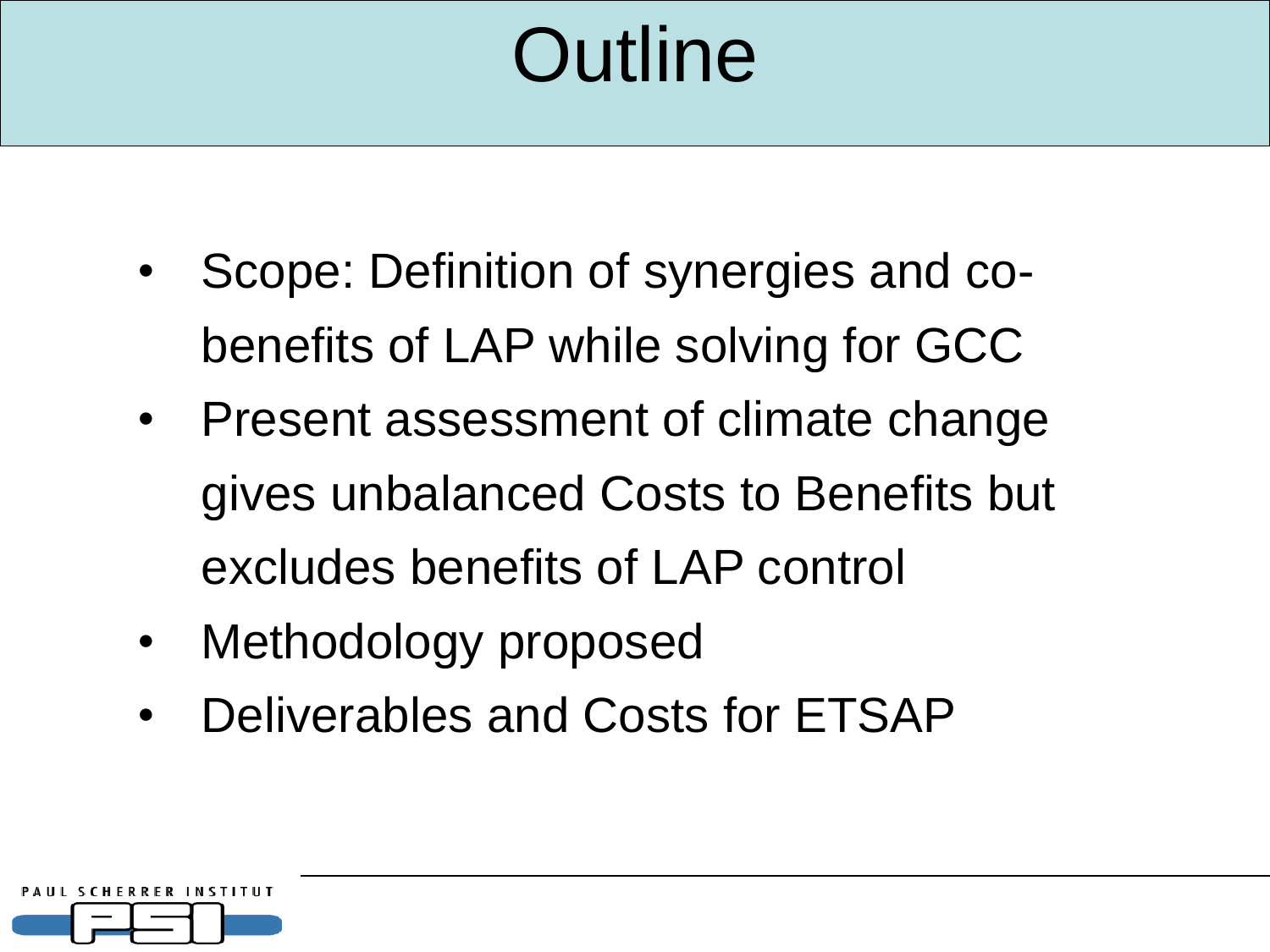# Outline

- Scope: Definition of synergies and co-benefits of LAP while solving for GCC
- Present assessment of climate change gives unbalanced Costs to Benefits but excludes benefits of LAP control
- Methodology proposed
- Deliverables and Costs for ETSAP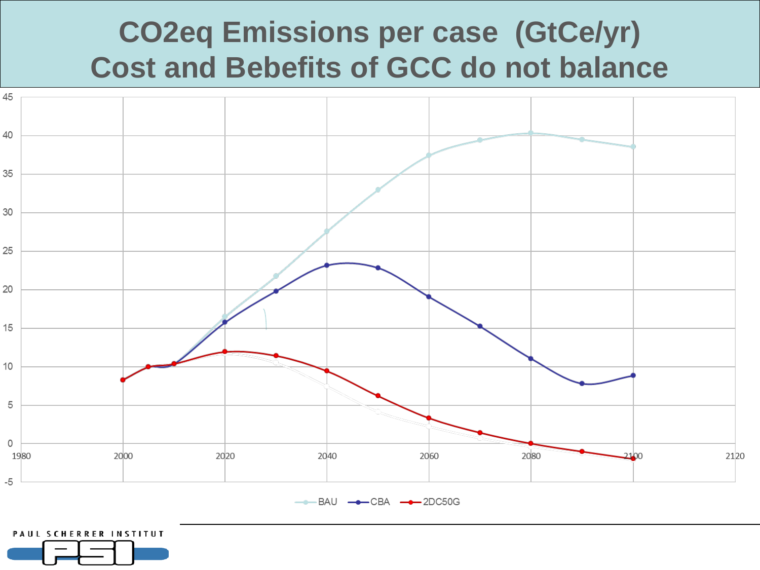# $CO_2$eq Emissions per case (GtCe/yr)
# Cost and Bebefits of GCC do not balance

| Year | BAU | CBA | 2DC50G |
|---|---|---|---|
| 1980 | | | |
| 2000 | | | |
| 2020 | | | |
| 2040 | | | |
| 2060 | | | |
| 2080 | | | |
| 2100 | | | |
| 2120 | | | |

BAU, CBA, 2DC50G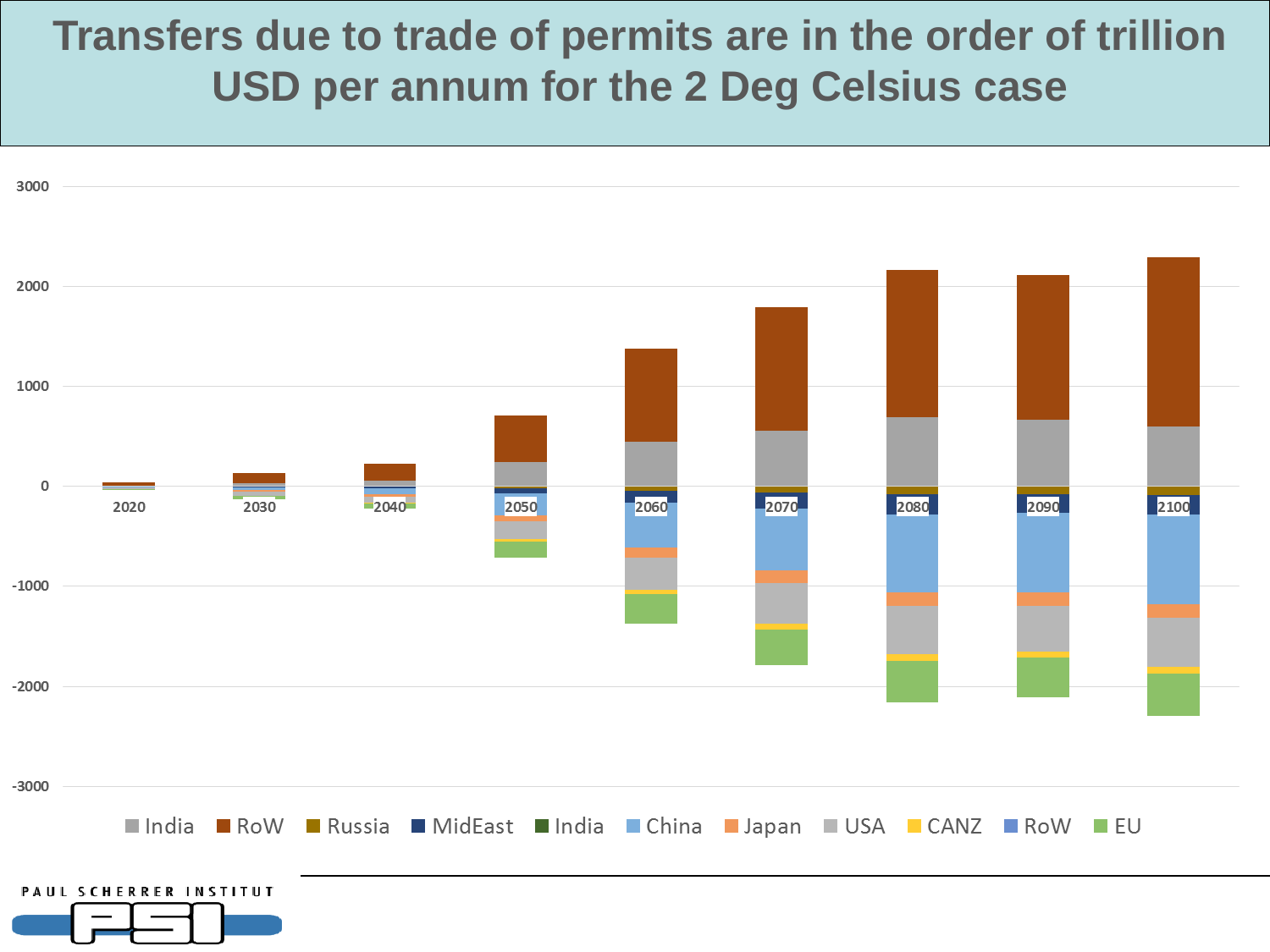# Transfers due to trade of permits are in the order of trillion USD per annum for the 2 Deg Celsius case

3000

2000

1000

0

-1000

-2000

-3000

2020 2030 2040 2050 2060 2070 2080 2090 2100

India RoW Russia MidEast India China Japan USA CANZ RoW EU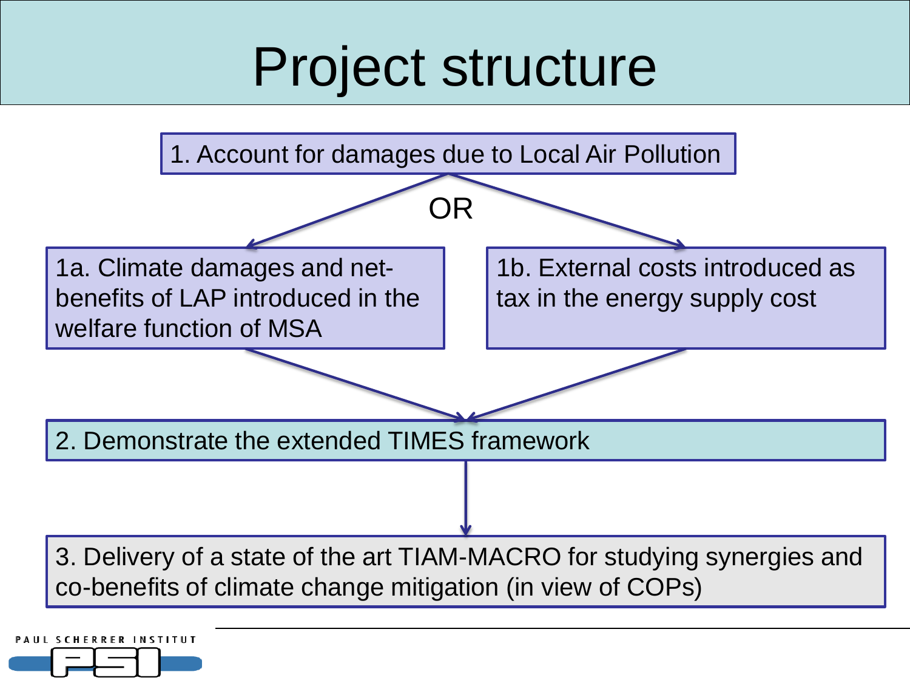# Project structure

1. Account for damages due to Local Air Pollution

OR

- 1a. Climate damages and net-benefits of LAP introduced in the welfare function of MSA
- 1b. External costs introduced as tax in the energy supply cost

2. Demonstrate the extended TIMES framework

3. Delivery of a state of the art TIAM-MACRO for studying synergies and co-benefits of climate change mitigation (in view of COPs)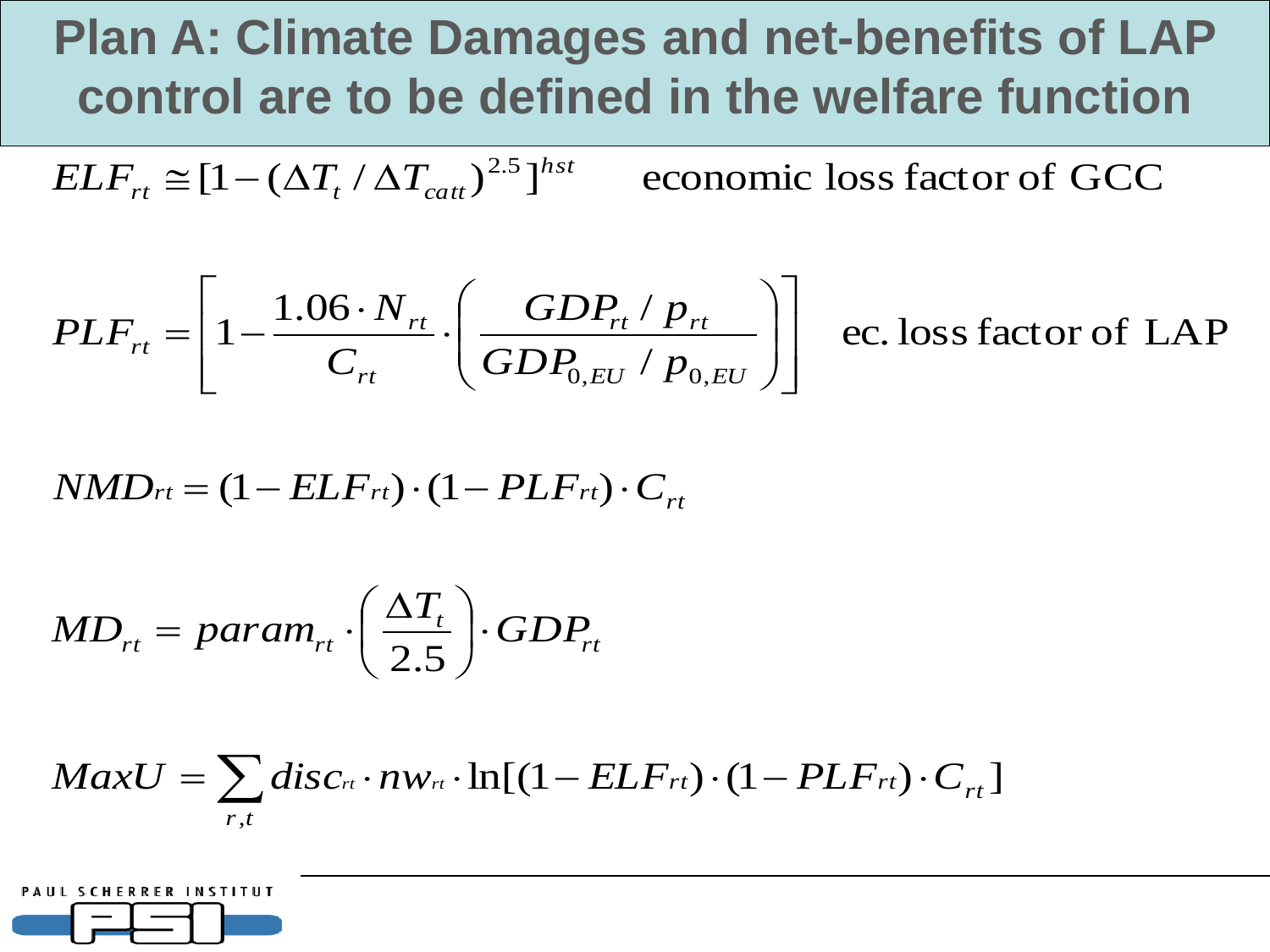# Plan A: Climate Damages and net-benefits of LAP control are to be defined in the welfare function

$$ELF_{rt} \cong [1-(\Delta T_t / \Delta T_{catt})^{2.5}]^{hst} \qquad \text{economic loss factor of GCC}$$

$$PLF_{rt} = \left[ 1 - \frac{1.06 \cdot N_{rt}}{C_{rt}} \cdot \left( \frac{GDP_{rt} / p_{rt}}{GDP_{0,EU} / p_{0,EU}} \right) \right] \qquad \text{ec. loss factor of LAP}$$

$$NMD_{rt} = (1 - ELF_{rt}) \cdot (1 - PLF_{rt}) \cdot C_{rt}$$

$$MD_{rt} = param_{rt} \cdot \left( \frac{\Delta T_t}{2.5} \right) \cdot GDP_{rt}$$

$$MaxU = \sum_{r,t} disc_{rt} \cdot nw_{rt} \cdot \ln[(1 - ELF_{rt}) \cdot (1 - PLF_{rt}) \cdot C_{rt}]$$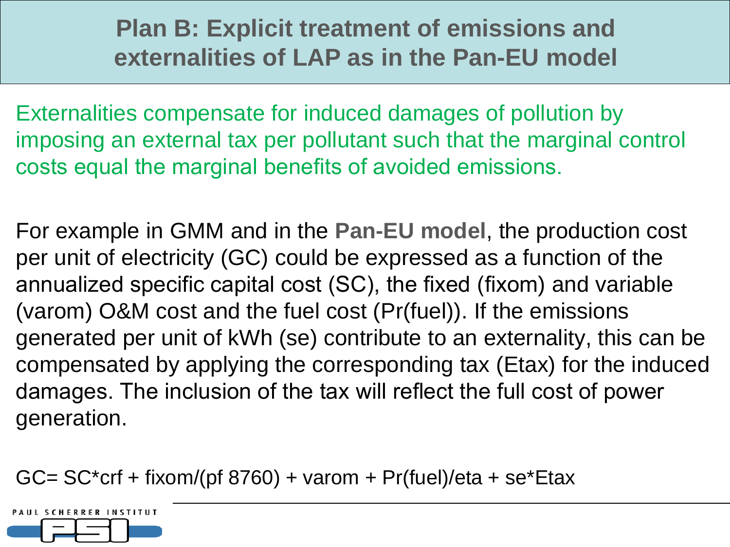# Plan B: Explicit treatment of emissions and externalities of LAP as in the Pan-EU model

Externalities compensate for induced damages of pollution by imposing an external tax per pollutant such that the marginal control costs equal the marginal benefits of avoided emissions.

For example in GMM and in the **Pan-EU model**, the production cost per unit of electricity (GC) could be expressed as a function of the annualized specific capital cost (SC), the fixed (fixom) and variable (varom) O&M cost and the fuel cost (Pr(fuel)). If the emissions generated per unit of kWh (se) contribute to an externality, this can be compensated by applying the corresponding tax (Etax) for the induced damages. The inclusion of the tax will reflect the full cost of power generation.

$$GC = SC*crf + fixom/(pf\ 8760) + varom + Pr(fuel)/eta + se*Etax$$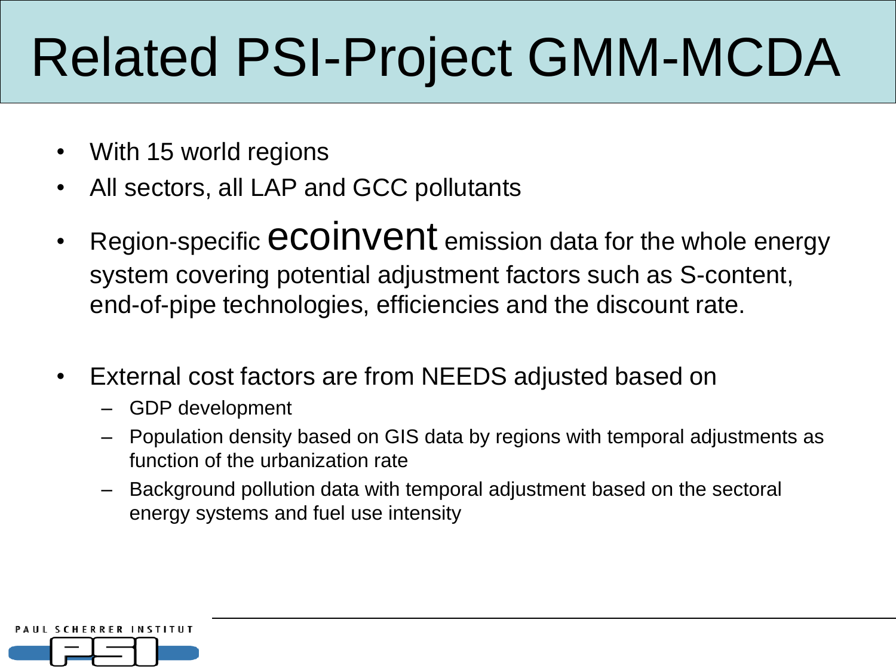# Related PSI-Project GMM-MCDA

- With 15 world regions
- All sectors, all LAP and GCC pollutants
- Region-specific ecoinvent emission data for the whole energy system covering potential adjustment factors such as S-content, end-of-pipe technologies, efficiencies and the discount rate.
- External cost factors are from NEEDS adjusted based on
  - GDP development
  - Population density based on GIS data by regions with temporal adjustments as function of the urbanization rate
  - Background pollution data with temporal adjustment based on the sectoral energy systems and fuel use intensity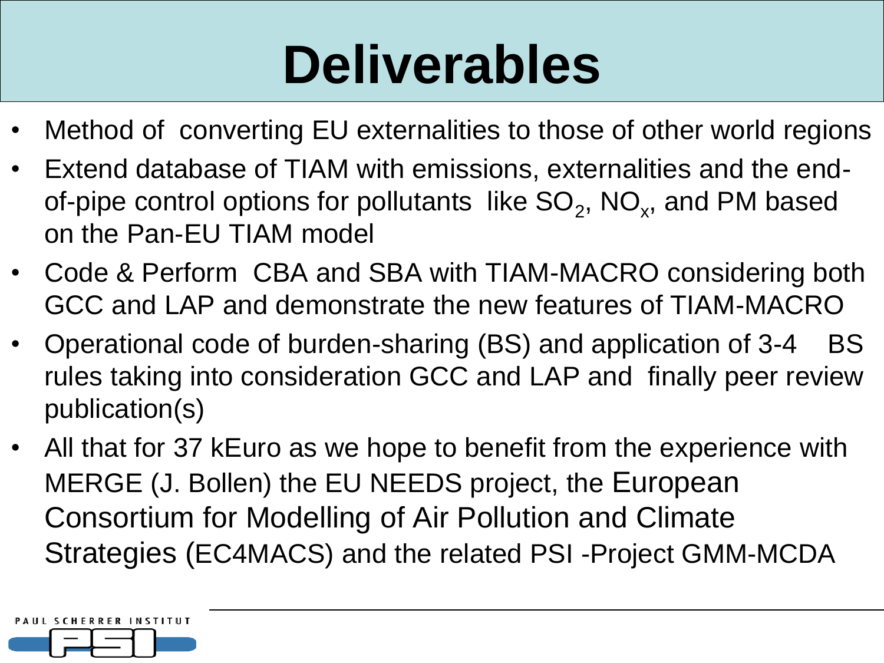# Deliverables

- Method of converting EU externalities to those of other world regions
- Extend database of TIAM with emissions, externalities and the end-of-pipe control options for pollutants like $SO_2$, $NO_x$, and PM based on the Pan-EU TIAM model
- Code & Perform CBA and SBA with TIAM-MACRO considering both GCC and LAP and demonstrate the new features of TIAM-MACRO
- Operational code of burden-sharing (BS) and application of 3-4 BS rules taking into consideration GCC and LAP and finally peer review publication(s)
- All that for 37 kEuro as we hope to benefit from the experience with MERGE (J. Bollen) the EU NEEDS project, the European Consortium for Modelling of Air Pollution and Climate Strategies (EC4MACS) and the related PSI -Project GMM-MCDA